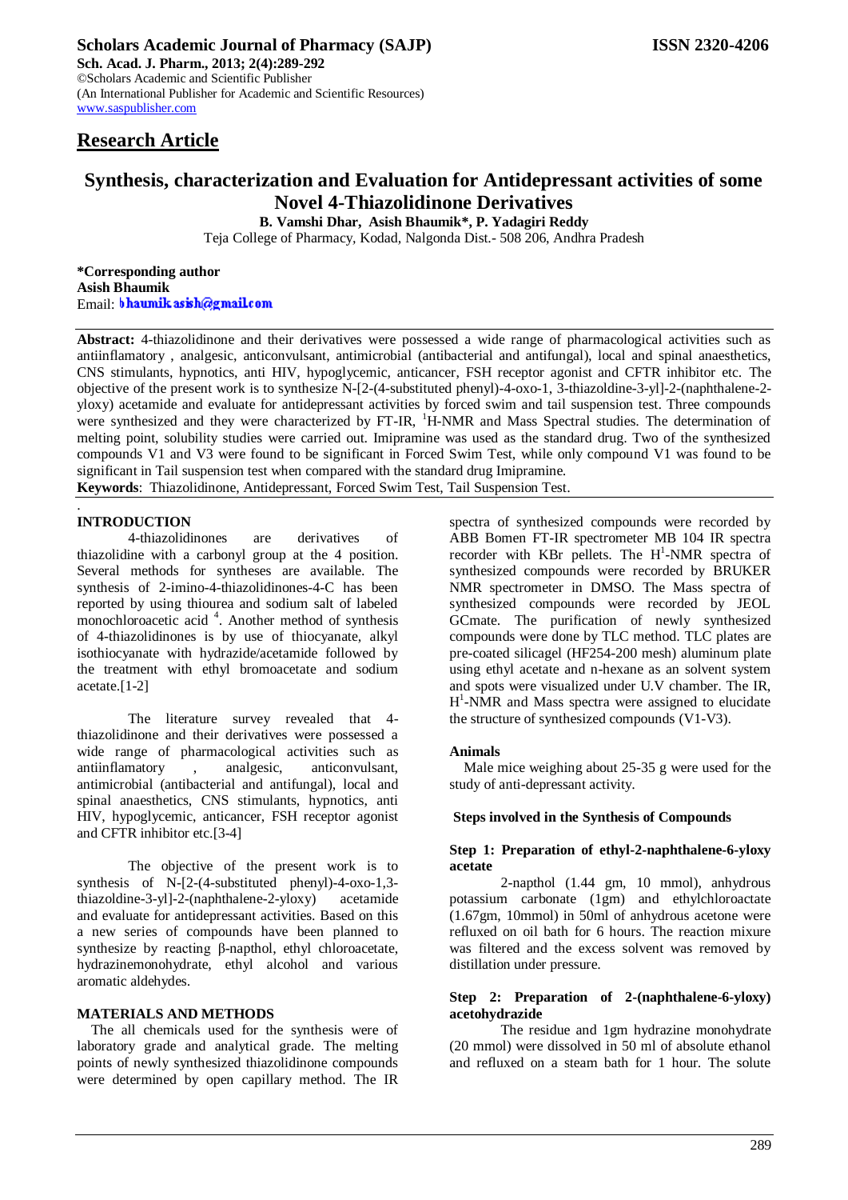# Synthesis, characterization and Evaluation for Antidepressant activities of some Novel 4-Thiazolidinone Derivatives

**B. Vamshi Dhar, Asish Bhaumik\*, P. Yadagiri Reddy**

Teja College of Pharmacy, Kodad, Nalgonda Dist.- 508 206, Andhra Pradesh

**\*Corresponding author**
**Asish Bhaumik**
Email: bhaumik.asish@gmail.com

## Research Article

**Abstract:** 4-thiazolidinone and their derivatives were possessed a wide range of pharmacological activities such as antiinflamatory , analgesic, anticonvulsant, antimicrobial (antibacterial and antifungal), local and spinal anaesthetics, CNS stimulants, hypnotics, anti HIV, hypoglycemic, anticancer, FSH receptor agonist and CFTR inhibitor etc. The objective of the present work is to synthesize N-[2-(4-substituted phenyl)-4-oxo-1, 3-thiazoldine-3-yl]-2-(naphthalene-2-yloxy) acetamide and evaluate for antidepressant activities by forced swim and tail suspension test. Three compounds were synthesized and they were characterized by FT-IR, $^1$H-NMR and Mass Spectral studies. The determination of melting point, solubility studies were carried out. Imipramine was used as the standard drug. Two of the synthesized compounds V1 and V3 were found to be significant in Forced Swim Test, while only compound V1 was found to be significant in Tail suspension test when compared with the standard drug Imipramine.

**Keywords**: Thiazolidinone, Antidepressant, Forced Swim Test, Tail Suspension Test.

## INTRODUCTION

4-thiazolidinones are derivatives of thiazolidine with a carbonyl group at the 4 position. Several methods for syntheses are available. The synthesis of 2-imino-4-thiazolidinones-4-C has been reported by using thiourea and sodium salt of labeled monochloroacetic acid [4]. Another method of synthesis of 4-thiazolidinones is by use of thiocyanate, alkyl isothiocyanate with hydrazide/acetamide followed by the treatment with ethyl bromoacetate and sodium acetate.[1-2]

The literature survey revealed that 4-thiazolidinone and their derivatives were possessed a wide range of pharmacological activities such as antiinflamatory , analgesic, anticonvulsant, antimicrobial (antibacterial and antifungal), local and spinal anaesthetics, CNS stimulants, hypnotics, anti HIV, hypoglycemic, anticancer, FSH receptor agonist and CFTR inhibitor etc.[3-4]

The objective of the present work is to synthesis of N-[2-(4-substituted phenyl)-4-oxo-1,3-thiazoldine-3-yl]-2-(naphthalene-2-yloxy) acetamide and evaluate for antidepressant activities. Based on this a new series of compounds have been planned to synthesize by reacting β-napthol, ethyl chloroacetate, hydrazinemonohydrate, ethyl alcohol and various aromatic aldehydes.

## MATERIALS AND METHODS

The all chemicals used for the synthesis were of laboratory grade and analytical grade. The melting points of newly synthesized thiazolidinone compounds were determined by open capillary method. The IR spectra of synthesized compounds were recorded by ABB Bomen FT-IR spectrometer MB 104 IR spectra recorder with KBr pellets. The H$^1$-NMR spectra of synthesized compounds were recorded by BRUKER NMR spectrometer in DMSO. The Mass spectra of synthesized compounds were recorded by JEOL GCmate. The purification of newly synthesized compounds were done by TLC method. TLC plates are pre-coated silicagel (HF254-200 mesh) aluminum plate using ethyl acetate and n-hexane as an solvent system and spots were visualized under U.V chamber. The IR, H$^1$-NMR and Mass spectra were assigned to elucidate the structure of synthesized compounds (V1-V3).

### Animals

Male mice weighing about 25-35 g were used for the study of anti-depressant activity.

### Steps involved in the Synthesis of Compounds

#### Step 1: Preparation of ethyl-2-naphthalene-6-yloxy acetate

2-napthol (1.44 gm, 10 mmol), anhydrous potassium carbonate (1gm) and ethylchloroactate (1.67gm, 10mmol) in 50ml of anhydrous acetone were refluxed on oil bath for 6 hours. The reaction mixure was filtered and the excess solvent was removed by distillation under pressure.

#### Step 2: Preparation of 2-(naphthalene-6-yloxy) acetohydrazide

The residue and 1gm hydrazine monohydrate (20 mmol) were dissolved in 50 ml of absolute ethanol and refluxed on a steam bath for 1 hour. The solute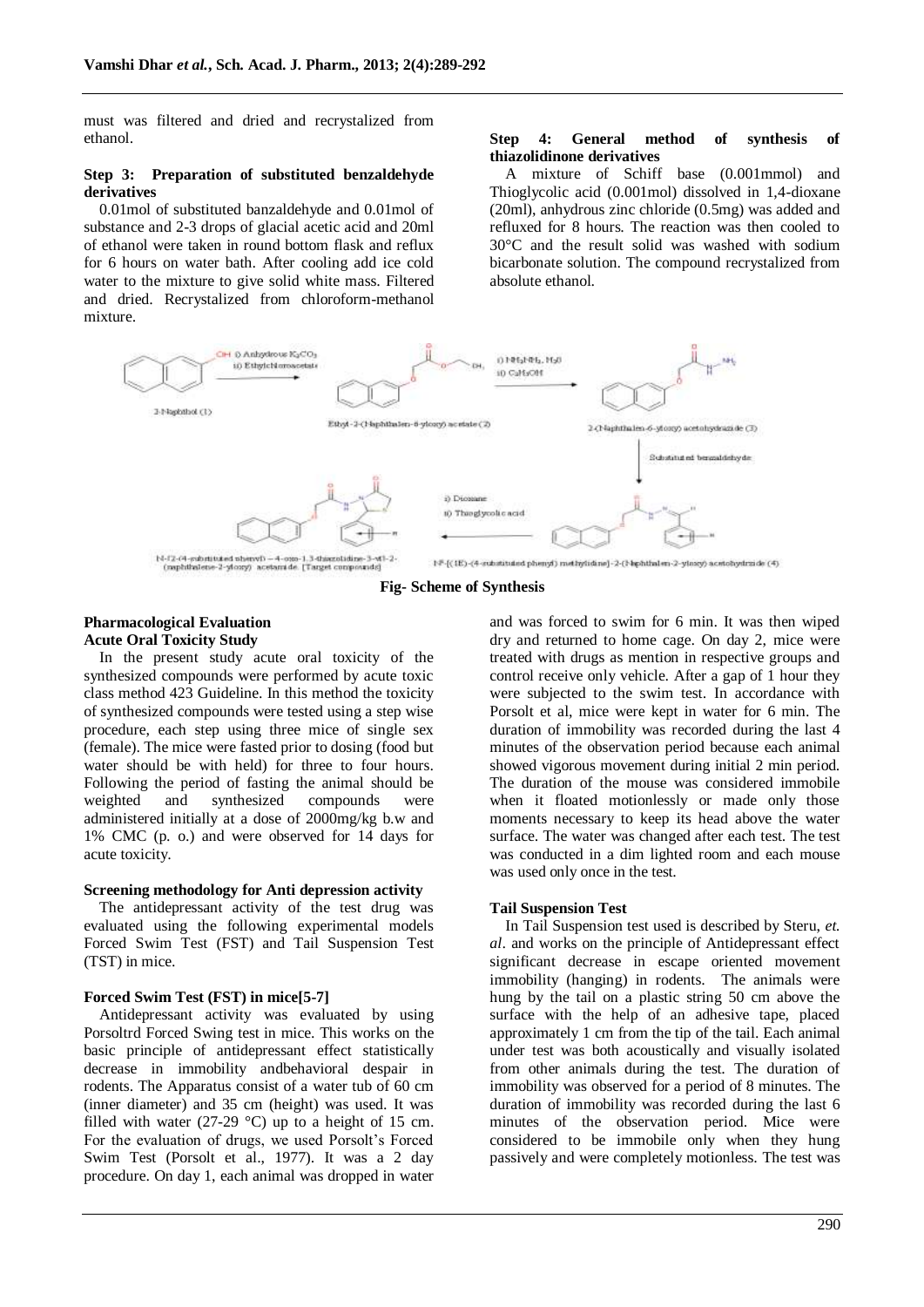must was filtered and dried and recrystalized from ethanol.

**Step 3: Preparation of substituted benzaldehyde derivatives**

0.01mol of substituted banzaldehyde and 0.01mol of substance and 2-3 drops of glacial acetic acid and 20ml of ethanol were taken in round bottom flask and reflux for 6 hours on water bath. After cooling add ice cold water to the mixture to give solid white mass. Filtered and dried. Recrystalized from chloroform-methanol mixture.

**Step 4: General method of synthesis of thiazolidinone derivatives**

A mixture of Schiff base (0.001mmol) and Thioglycolic acid (0.001mol) dissolved in 1,4-dioxane (20ml), anhydrous zinc chloride (0.5mg) was added and refluxed for 8 hours. The reaction was then cooled to 30°C and the result solid was washed with sodium bicarbonate solution. The compound recrystalized from absolute ethanol.

**Fig- Scheme of Synthesis**

### Pharmacological Evaluation

**Acute Oral Toxicity Study**

In the present study acute oral toxicity of the synthesized compounds were performed by acute toxic class method 423 Guideline. In this method the toxicity of synthesized compounds were tested using a step wise procedure, each step using three mice of single sex (female). The mice were fasted prior to dosing (food but water should be with held) for three to four hours. Following the period of fasting the animal should be weighted and synthesized compounds were administered initially at a dose of 2000mg/kg b.w and 1% CMC (p. o.) and were observed for 14 days for acute toxicity.

**Screening methodology for Anti depression activity**

The antidepressant activity of the test drug was evaluated using the following experimental models Forced Swim Test (FST) and Tail Suspension Test (TST) in mice.

**Forced Swim Test (FST) in mice[5-7]**

Antidepressant activity was evaluated by using Porsoltrd Forced Swing test in mice. This works on the basic principle of antidepressant effect statistically decrease in immobility andbehavioral despair in rodents. The Apparatus consist of a water tub of 60 cm (inner diameter) and 35 cm (height) was used. It was filled with water (27-29 °C) up to a height of 15 cm. For the evaluation of drugs, we used Porsolt's Forced Swim Test (Porsolt et al., 1977). It was a 2 day procedure. On day 1, each animal was dropped in water and was forced to swim for 6 min. It was then wiped dry and returned to home cage. On day 2, mice were treated with drugs as mention in respective groups and control receive only vehicle. After a gap of 1 hour they were subjected to the swim test. In accordance with Porsolt et al, mice were kept in water for 6 min. The duration of immobility was recorded during the last 4 minutes of the observation period because each animal showed vigorous movement during initial 2 min period. The duration of the mouse was considered immobile when it floated motionlessly or made only those moments necessary to keep its head above the water surface. The water was changed after each test. The test was conducted in a dim lighted room and each mouse was used only once in the test.

**Tail Suspension Test**

In Tail Suspension test used is described by Steru, *et. al*. and works on the principle of Antidepressant effect significant decrease in escape oriented movement immobility (hanging) in rodents. The animals were hung by the tail on a plastic string 50 cm above the surface with the help of an adhesive tape, placed approximately 1 cm from the tip of the tail. Each animal under test was both acoustically and visually isolated from other animals during the test. The duration of immobility was observed for a period of 8 minutes. The duration of immobility was recorded during the last 6 minutes of the observation period. Mice were considered to be immobile only when they hung passively and were completely motionless. The test was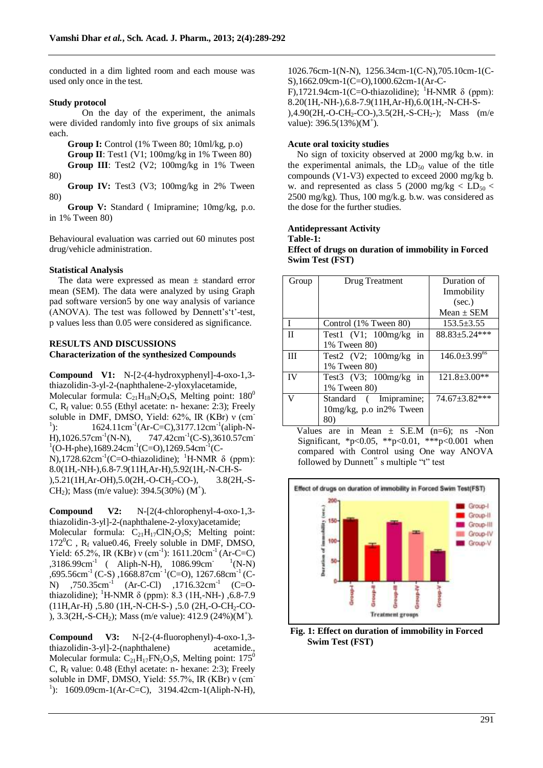conducted in a dim lighted room and each mouse was used only once in the test.

**Study protocol**

On the day of the experiment, the animals were divided randomly into five groups of six animals each.

**Group I:** Control (1% Tween 80; 10ml/kg, p.o)

**Group II**: Test1 (V1; 100mg/kg in 1% Tween 80)

**Group III**: Test2 (V2; 100mg/kg in 1% Tween 80)

**Group IV:** Test3 (V3; 100mg/kg in 2% Tween 80)

**Group V:** Standard ( Imipramine; 10mg/kg, p.o. in 1% Tween 80)

Behavioural evaluation was carried out 60 minutes post drug/vehicle administration.

**Statistical Analysis**

The data were expressed as mean ± standard error mean (SEM). The data were analyzed by using Graph pad software version5 by one way analysis of variance (ANOVA). The test was followed by Dennett's't'-test, p values less than 0.05 were considered as significance.

## RESULTS AND DISCUSSIONS

**Characterization of the synthesized Compounds**

**Compound V1:** N-[2-(4-hydroxyphenyl]-4-oxo-1,3-thiazolidin-3-yl-2-(naphthalene-2-yloxylacetamide, Molecular formula: $C_{21}H_{18}N_2O_4S$, Melting point: $180^0$ C, $R_f$ value: 0.55 (Ethyl acetate: n- hexane: 2:3); Freely soluble in DMF, DMSO, Yield: 62%, IR (KBr) ν ($cm^{-1}$): 1624.11$cm^{-1}$(Ar-C=C),3177.12$cm^{-1}$(aliph-N-H),1026.57$cm^{-1}$(N-N), 747.42$cm^{-1}$(C-S),3610.57$cm^{-1}$(O-H-phe),1689.24$cm^{-1}$(C=O),1269.54$cm^{-1}$(C-N),1728.62$cm^{-1}$(C=O-thiazolidine); $^1$H-NMR δ (ppm): 8.0(1H,-NH-),6.8-7.9(11H,Ar-H),5.92(1H,-N-CH-S-),5.21(1H,Ar-OH),5.0(2H,-O-$CH_2$-CO-), 3.8(2H,-S-$CH_2$); Mass (m/e value): 394.5(30%) ($M^+$).

**Compound V2:** N-[2(4-chlorophenyl-4-oxo-1,3-thiazolidin-3-yl]-2-(naphthalene-2-yloxy)acetamide; Molecular formula: $C_{21}H_{17}ClN_2O_3S$; Melting point: $172^0$C , $R_f$ value0.46, Freely soluble in DMF, DMSO, Yield: 65.2%, IR (KBr) ν ($cm^{-1}$): 1611.20$cm^{-1}$ (Ar-C=C) ,3186.99$cm^{-1}$ ( Aliph-N-H), 1086.99$cm^{-1}$(N-N) ,695.56$cm^{-1}$ (C-S) ,1668.87$cm^{-1}$(C=O), 1267.68$cm^{-1}$ (C-N) ,750.35$cm^{-1}$ (Ar-C-Cl) ,1716.32$cm^{-1}$ (C=O-thiazolidine); $^1$H-NMR δ (ppm): 8.3 (1H,-NH-) ,6.8-7.9 (11H,Ar-H) ,5.80 (1H,-N-CH-S-) ,5.0 (2H,-O-$CH_2$-CO-), 3.3(2H,-S-$CH_2$); Mass (m/e value): 412.9 (24%)($M^+$).

**Compound V3:** N-[2-(4-fluorophenyl)-4-oxo-1,3-thiazolidin-3-yl]-2-(naphthalene) acetamide., Molecular formula: $C_{21}H_{17}FN_2O_3S$, Melting point: $175^0$ C, $R_f$ value: 0.48 (Ethyl acetate: n- hexane: 2:3); Freely soluble in DMF, DMSO, Yield: 55.7%, IR (KBr) ν ($cm^{-1}$): 1609.09cm-1(Ar-C=C), 3194.42cm-1(Aliph-N-H), 1026.76cm-1(N-N), 1256.34cm-1(C-N),705.10cm-1(C-S),1662.09cm-1(C=O),1000.62cm-1(Ar-C-F),1721.94cm-1(C=O-thiazolidine); $^1$H-NMR δ (ppm): 8.20(1H,-NH-),6.8-7.9(11H,Ar-H),6.0(1H,-N-CH-S-),4.90(2H,-O-$CH_2$-CO-),3.5(2H,-S-$CH_2$-); Mass (m/e value): 396.5(13%)($M^+$).

**Acute oral toxicity studies**

No sign of toxicity observed at 2000 mg/kg b.w. in the experimental animals, the $LD_{50}$ value of the title compounds (V1-V3) expected to exceed 2000 mg/kg b. w. and represented as class 5 (2000 mg/kg < $LD_{50}$ < 2500 mg/kg). Thus, 100 mg/k.g. b.w. was considered as the dose for the further studies.

**Antidepressant Activity**

**Table-1:**

**Effect of drugs on duration of immobility in Forced Swim Test (FST)**

| Group | Drug Treatment | Duration of Immobility (sec.) Mean ± SEM |
|---|---|---|
| I | Control (1% Tween 80) | 153.5±3.55 |
| II | Test1 (V1; 100mg/kg in 1% Tween 80) | 88.83±5.24*** |
| III | Test2 (V2; 100mg/kg in 1% Tween 80) | 146.0±3.99$^{ns}$ |
| IV | Test3 (V3; 100mg/kg in 1% Tween 80) | 121.8±3.00** |
| V | Standard ( Imipramine; 10mg/kg, p.o in2% Tween 80) | 74.67±3.82*** |

Values are in Mean ± S.E.M (n=6); ns -Non Significant, *p<0.05, **p<0.01, ***p<0.001 when compared with Control using One way ANOVA followed by Dunnett" s multiple "t" test

Fig. 1: Effect on duration of immobility in Forced Swim Test (FST)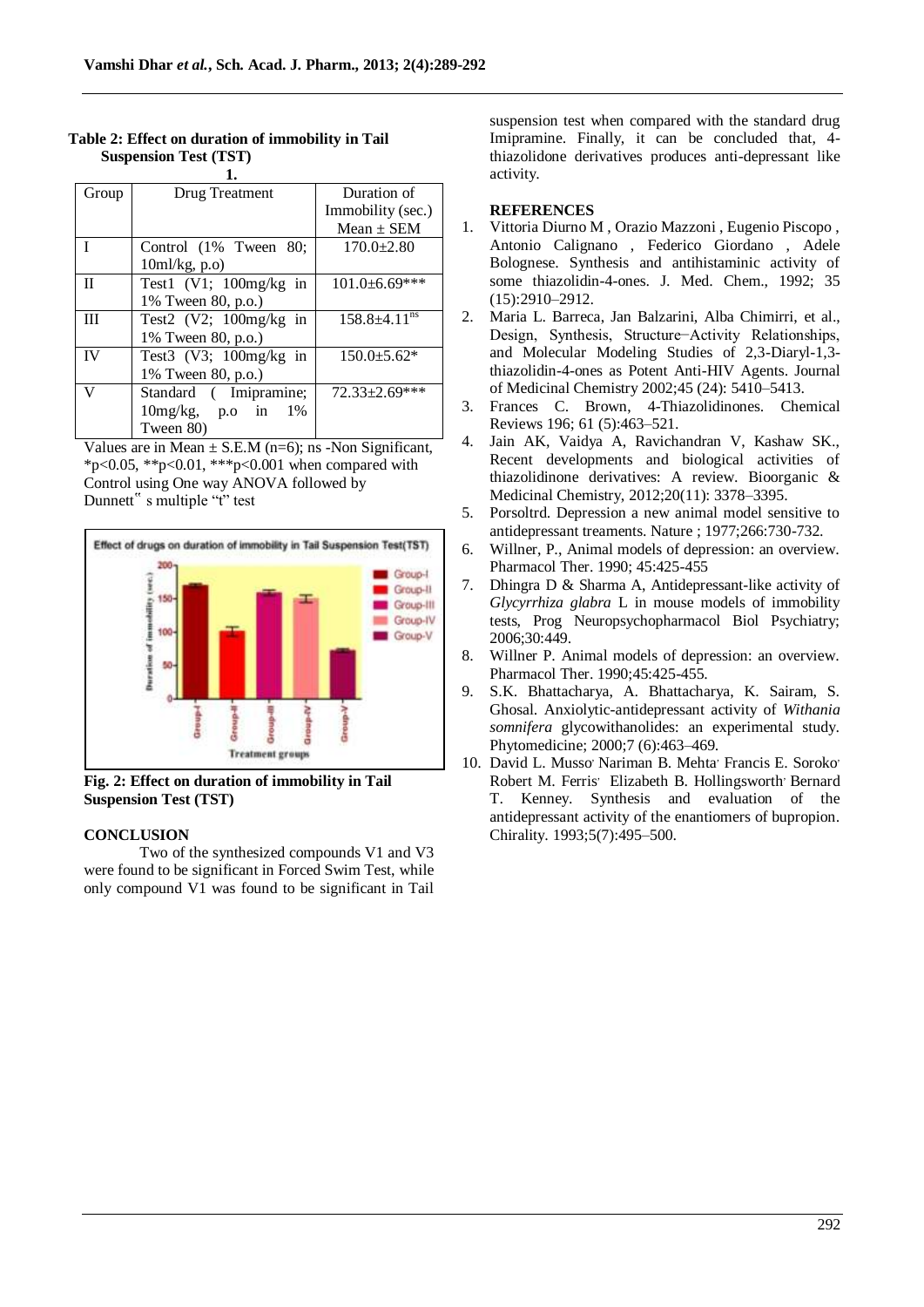**Table 2: Effect on duration of immobility in Tail Suspension Test (TST)**

**1.**

| Group | Drug Treatment | Duration of Immobility (sec.) Mean ± SEM |
|---|---|---|
| I | Control (1% Tween 80; 10ml/kg, p.o) | 170.0±2.80 |
| II | Test1 (V1; 100mg/kg in 1% Tween 80, p.o.) | 101.0±6.69*** |
| III | Test2 (V2; 100mg/kg in 1% Tween 80, p.o.) | 158.8±4.11$^{ns}$ |
| IV | Test3 (V3; 100mg/kg in 1% Tween 80, p.o.) | 150.0±5.62* |
| V | Standard ( Imipramine; 10mg/kg, p.o in 1% Tween 80) | 72.33±2.69*** |

Values are in Mean ± S.E.M (n=6); ns -Non Significant, *p<0.05, **p<0.01, ***p<0.001 when compared with Control using One way ANOVA followed by Dunnett" s multiple "t" test

Effect of drugs on duration of immobility in Tail Suspension Test(TST)

Duration of immobility (sec.)

200
150
100
50
0

Group-I
Group-II
Group-III
Group-IV
Group-V

Treatment groups

**Fig. 2: Effect on duration of immobility in Tail Suspension Test (TST)**

## CONCLUSION

Two of the synthesized compounds V1 and V3 were found to be significant in Forced Swim Test, while only compound V1 was found to be significant in Tail suspension test when compared with the standard drug Imipramine. Finally, it can be concluded that, 4-thiazolidone derivatives produces anti-depressant like activity.

## REFERENCES

1. Vittoria Diurno M , Orazio Mazzoni , Eugenio Piscopo , Antonio Calignano , Federico Giordano , Adele Bolognese. Synthesis and antihistaminic activity of some thiazolidin-4-ones. J. Med. Chem., 1992; 35 (15):2910–2912.
2. Maria L. Barreca, Jan Balzarini, Alba Chimirri, et al., Design, Synthesis, Structure−Activity Relationships, and Molecular Modeling Studies of 2,3-Diaryl-1,3-thiazolidin-4-ones as Potent Anti-HIV Agents. Journal of Medicinal Chemistry 2002;45 (24): 5410–5413.
3. Frances C. Brown, 4-Thiazolidinones. Chemical Reviews 196; 61 (5):463–521.
4. Jain AK, Vaidya A, Ravichandran V, Kashaw SK., Recent developments and biological activities of thiazolidinone derivatives: A review. Bioorganic & Medicinal Chemistry, 2012;20(11): 3378–3395.
5. Porsoltrd. Depression a new animal model sensitive to antidepressant treaments. Nature ; 1977;266:730-732.
6. Willner, P., Animal models of depression: an overview. Pharmacol Ther. 1990; 45:425-455
7. Dhingra D & Sharma A, Antidepressant-like activity of *Glycyrrhiza glabra* L in mouse models of immobility tests, Prog Neuropsychopharmacol Biol Psychiatry; 2006;30:449.
8. Willner P. Animal models of depression: an overview. Pharmacol Ther. 1990;45:425-455.
9. S.K. Bhattacharya, A. Bhattacharya, K. Sairam, S. Ghosal. Anxiolytic-antidepressant activity of *Withania somnifera* glycowithanolides: an experimental study. Phytomedicine; 2000;7 (6):463–469.
10. David L. Musso, Nariman B. Mehta, Francis E. Soroko, Robert M. Ferris, Elizabeth B. Hollingsworth, Bernard T. Kenney. Synthesis and evaluation of the antidepressant activity of the enantiomers of bupropion. Chirality. 1993;5(7):495–500.